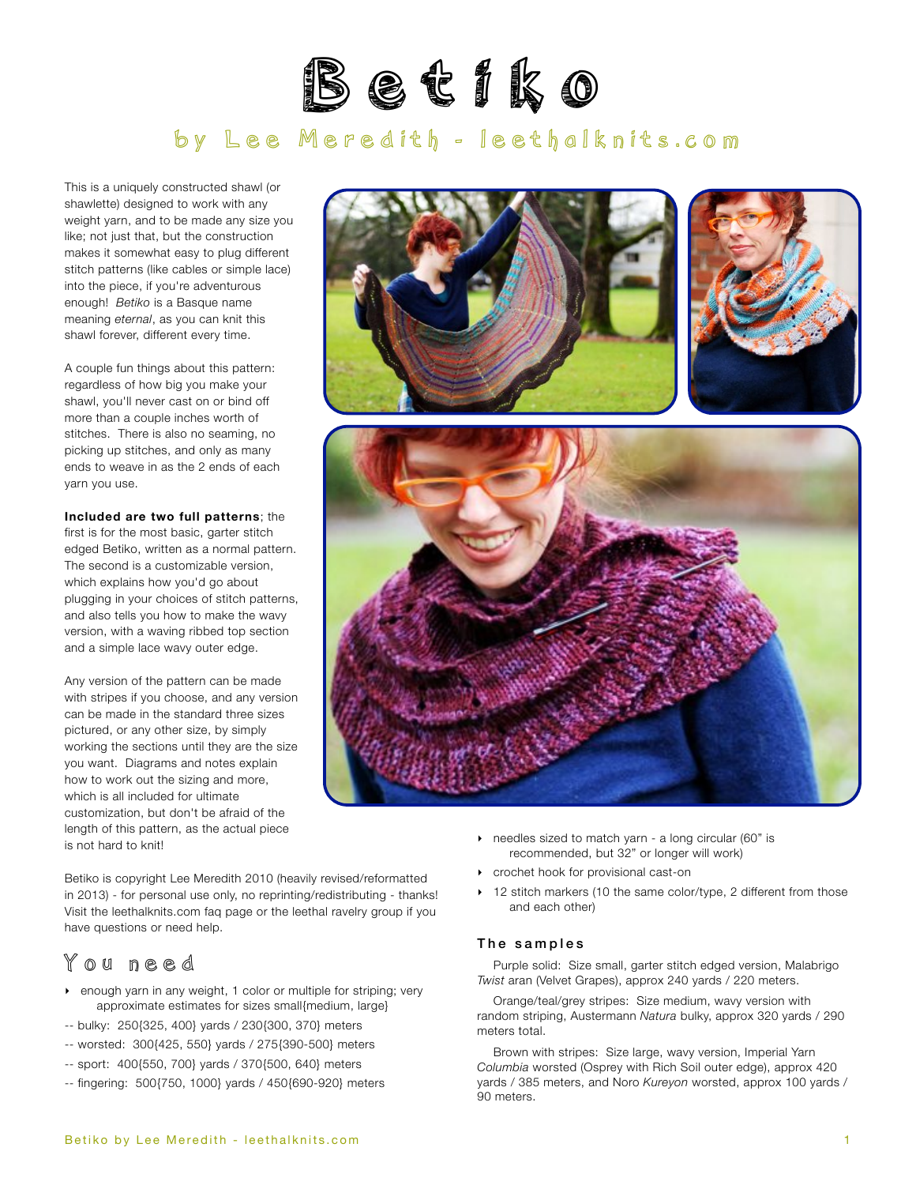# Betiko

## by Lee Meredith - leethalknits.com

This is a uniquely constructed shawl (or shawlette) designed to work with any weight yarn, and to be made any size you like; not just that, but the construction makes it somewhat easy to plug different stitch patterns (like cables or simple lace) into the piece, if you're adventurous enough! *Betiko* is a Basque name meaning *eternal*, as you can knit this shawl forever, different every time.

A couple fun things about this pattern: regardless of how big you make your shawl, you'll never cast on or bind off more than a couple inches worth of stitches. There is also no seaming, no picking up stitches, and only as many ends to weave in as the 2 ends of each yarn you use.

**Included are two full patterns**; the first is for the most basic, garter stitch edged Betiko, written as a normal pattern. The second is a customizable version, which explains how you'd go about plugging in your choices of stitch patterns, and also tells you how to make the wavy version, with a waving ribbed top section and a simple lace wavy outer edge.

Any version of the pattern can be made with stripes if you choose, and any version can be made in the standard three sizes pictured, or any other size, by simply working the sections until they are the size you want. Diagrams and notes explain how to work out the sizing and more, which is all included for ultimate customization, but don't be afraid of the length of this pattern, as the actual piece is not hard to knit!

Betiko is copyright Lee Meredith 2010 (heavily revised/reformatted in 2013) - for personal use only, no reprinting/redistributing - thanks! Visit the leethalknits.com faq page or the leethal ravelry group if you have questions or need help.

## You need

- enough yarn in any weight, 1 color or multiple for striping; very approximate estimates for sizes small{medium, large}

-- bulky: 250{325, 400} yards / 230{300, 370} meters
-- worsted: 300{425, 550} yards / 275{390-500} meters
-- sport: 400{550, 700} yards / 370{500, 640} meters
-- fingering: 500{750, 1000} yards / 450{690-920} meters

- needles sized to match yarn - a long circular (60" is recommended, but 32" or longer will work)
- crochet hook for provisional cast-on
- 12 stitch markers (10 the same color/type, 2 different from those and each other)

### The samples

Purple solid: Size small, garter stitch edged version, Malabrigo *Twist* aran (Velvet Grapes), approx 240 yards / 220 meters.

Orange/teal/grey stripes: Size medium, wavy version with random striping, Austermann *Natura* bulky, approx 320 yards / 290 meters total.

Brown with stripes: Size large, wavy version, Imperial Yarn *Columbia* worsted (Osprey with Rich Soil outer edge), approx 420 yards / 385 meters, and Noro *Kureyon* worsted, approx 100 yards / 90 meters.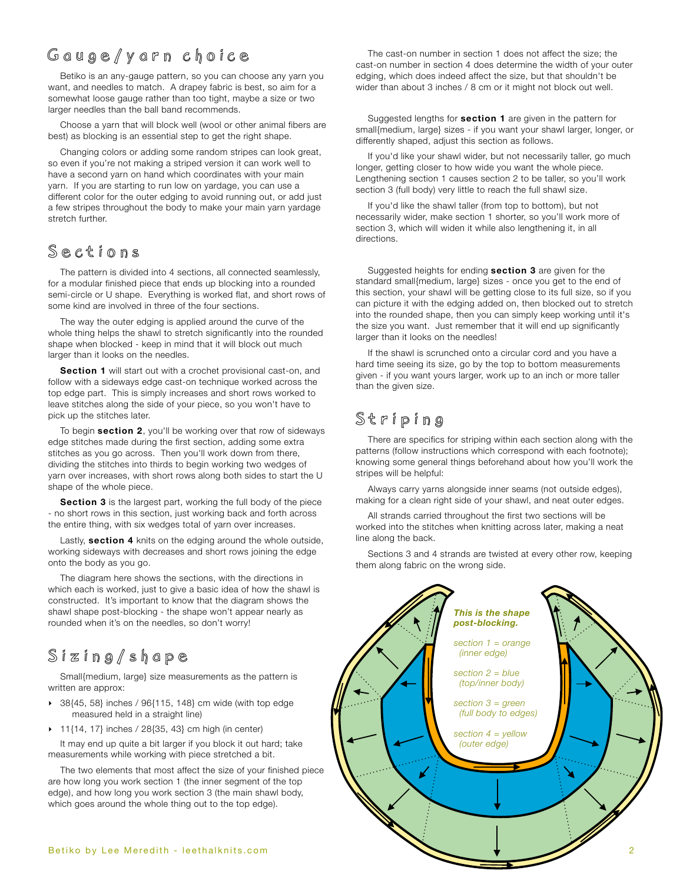## Gauge/yarn choice

Betiko is an any-gauge pattern, so you can choose any yarn you want, and needles to match. A drapey fabric is best, so aim for a somewhat loose gauge rather than too tight, maybe a size or two larger needles than the ball band recommends.

Choose a yarn that will block well (wool or other animal fibers are best) as blocking is an essential step to get the right shape.

Changing colors or adding some random stripes can look great, so even if you're not making a striped version it can work well to have a second yarn on hand which coordinates with your main yarn. If you are starting to run low on yardage, you can use a different color for the outer edging to avoid running out, or add just a few stripes throughout the body to make your main yarn yardage stretch further.

## Sections

The pattern is divided into 4 sections, all connected seamlessly, for a modular finished piece that ends up blocking into a rounded semi-circle or U shape. Everything is worked flat, and short rows of some kind are involved in three of the four sections.

The way the outer edging is applied around the curve of the whole thing helps the shawl to stretch significantly into the rounded shape when blocked - keep in mind that it will block out much larger than it looks on the needles.

**Section 1** will start out with a crochet provisional cast-on, and follow with a sideways edge cast-on technique worked across the top edge part. This is simply increases and short rows worked to leave stitches along the side of your piece, so you won't have to pick up the stitches later.

To begin **section 2**, you'll be working over that row of sideways edge stitches made during the first section, adding some extra stitches as you go across. Then you'll work down from there, dividing the stitches into thirds to begin working two wedges of yarn over increases, with short rows along both sides to start the U shape of the whole piece.

**Section 3** is the largest part, working the full body of the piece - no short rows in this section, just working back and forth across the entire thing, with six wedges total of yarn over increases.

Lastly, **section 4** knits on the edging around the whole outside, working sideways with decreases and short rows joining the edge onto the body as you go.

The diagram here shows the sections, with the directions in which each is worked, just to give a basic idea of how the shawl is constructed. It's important to know that the diagram shows the shawl shape post-blocking - the shape won't appear nearly as rounded when it's on the needles, so don't worry!

## Sizing/shape

Small{medium, large} size measurements as the pattern is written are approx:

- 38{45, 58} inches / 96{115, 148} cm wide (with top edge measured held in a straight line)
- 11{14, 17} inches / 28{35, 43} cm high (in center)

It may end up quite a bit larger if you block it out hard; take measurements while working with piece stretched a bit.

The two elements that most affect the size of your finished piece are how long you work section 1 (the inner segment of the top edge), and how long you work section 3 (the main shawl body, which goes around the whole thing out to the top edge).

The cast-on number in section 1 does not affect the size; the cast-on number in section 4 does determine the width of your outer edging, which does indeed affect the size, but that shouldn't be wider than about 3 inches / 8 cm or it might not block out well.

Suggested lengths for **section 1** are given in the pattern for small{medium, large} sizes - if you want your shawl larger, longer, or differently shaped, adjust this section as follows.

If you'd like your shawl wider, but not necessarily taller, go much longer, getting closer to how wide you want the whole piece. Lengthening section 1 causes section 2 to be taller, so you'll work section 3 (full body) very little to reach the full shawl size.

If you'd like the shawl taller (from top to bottom), but not necessarily wider, make section 1 shorter, so you'll work more of section 3, which will widen it while also lengthening it, in all directions.

Suggested heights for ending **section 3** are given for the standard small{medium, large} sizes - once you get to the end of this section, your shawl will be getting close to its full size, so if you can picture it with the edging added on, then blocked out to stretch into the rounded shape, then you can simply keep working until it's the size you want. Just remember that it will end up significantly larger than it looks on the needles!

If the shawl is scrunched onto a circular cord and you have a hard time seeing its size, go by the top to bottom measurements given - if you want yours larger, work up to an inch or more taller than the given size.

## Striping

There are specifics for striping within each section along with the patterns (follow instructions which correspond with each footnote); knowing some general things beforehand about how you'll work the stripes will be helpful:

Always carry yarns alongside inner seams (not outside edges), making for a clean right side of your shawl, and neat outer edges.

All strands carried throughout the first two sections will be worked into the stitches when knitting across later, making a neat line along the back.

Sections 3 and 4 strands are twisted at every other row, keeping them along fabric on the wrong side.

*This is the shape post-blocking.*

*section 1 = orange (inner edge)*

*section 2 = blue (top/inner body)*

*section 3 = green (full body to edges)*

*section 4 = yellow (outer edge)*